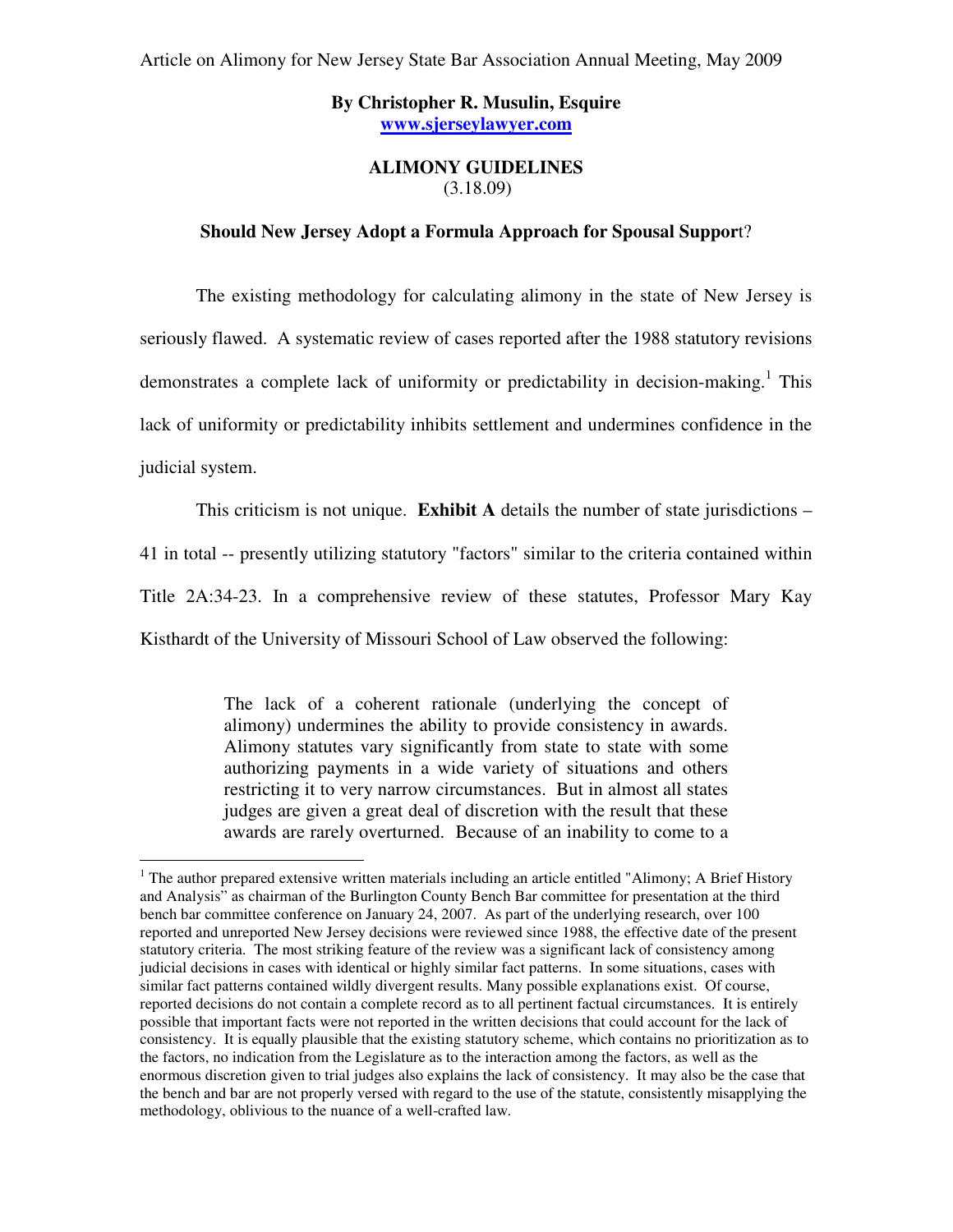Article on Alimony for New Jersey State Bar Association Annual Meeting, May 2009

**By Christopher R. Musulin, Esquire**
**www.sjerseylawyer.com**

**ALIMONY GUIDELINES**
(3.18.09)

**Should New Jersey Adopt a Formula Approach for Spousal Support?**

The existing methodology for calculating alimony in the state of New Jersey is seriously flawed. A systematic review of cases reported after the 1988 statutory revisions demonstrates a complete lack of uniformity or predictability in decision-making.[1] This lack of uniformity or predictability inhibits settlement and undermines confidence in the judicial system.

This criticism is not unique. **Exhibit A** details the number of state jurisdictions – 41 in total -- presently utilizing statutory "factors" similar to the criteria contained within Title 2A:34-23. In a comprehensive review of these statutes, Professor Mary Kay Kisthardt of the University of Missouri School of Law observed the following:

> The lack of a coherent rationale (underlying the concept of alimony) undermines the ability to provide consistency in awards. Alimony statutes vary significantly from state to state with some authorizing payments in a wide variety of situations and others restricting it to very narrow circumstances. But in almost all states judges are given a great deal of discretion with the result that these awards are rarely overturned. Because of an inability to come to a

[1] The author prepared extensive written materials including an article entitled "Alimony; A Brief History and Analysis" as chairman of the Burlington County Bench Bar committee for presentation at the third bench bar committee conference on January 24, 2007. As part of the underlying research, over 100 reported and unreported New Jersey decisions were reviewed since 1988, the effective date of the present statutory criteria. The most striking feature of the review was a significant lack of consistency among judicial decisions in cases with identical or highly similar fact patterns. In some situations, cases with similar fact patterns contained wildly divergent results. Many possible explanations exist. Of course, reported decisions do not contain a complete record as to all pertinent factual circumstances. It is entirely possible that important facts were not reported in the written decisions that could account for the lack of consistency. It is equally plausible that the existing statutory scheme, which contains no prioritization as to the factors, no indication from the Legislature as to the interaction among the factors, as well as the enormous discretion given to trial judges also explains the lack of consistency. It may also be the case that the bench and bar are not properly versed with regard to the use of the statute, consistently misapplying the methodology, oblivious to the nuance of a well-crafted law.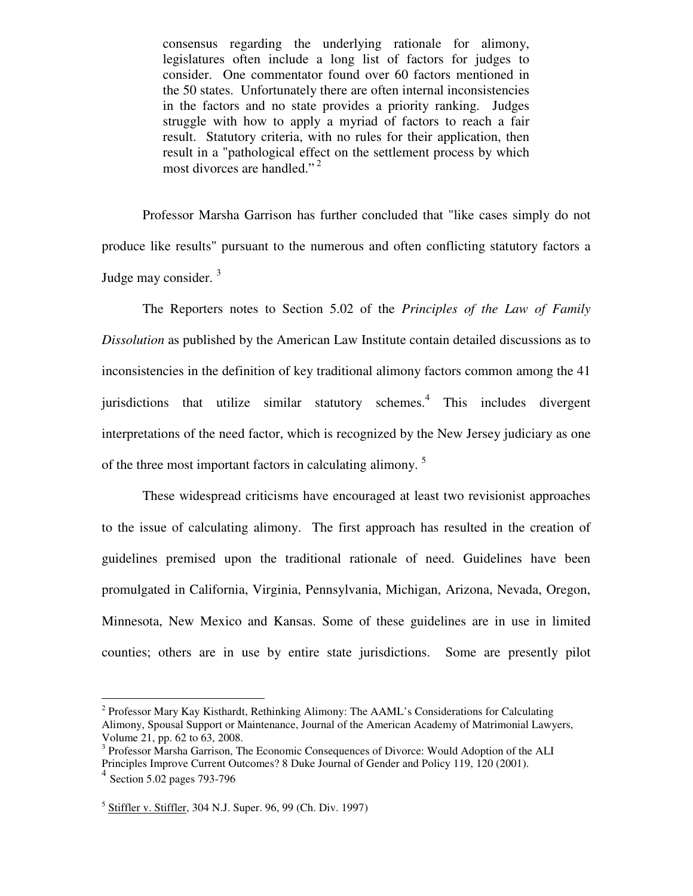> consensus regarding the underlying rationale for alimony, legislatures often include a long list of factors for judges to consider. One commentator found over 60 factors mentioned in the 50 states. Unfortunately there are often internal inconsistencies in the factors and no state provides a priority ranking. Judges struggle with how to apply a myriad of factors to reach a fair result. Statutory criteria, with no rules for their application, then result in a "pathological effect on the settlement process by which most divorces are handled." [2]

Professor Marsha Garrison has further concluded that "like cases simply do not produce like results" pursuant to the numerous and often conflicting statutory factors a Judge may consider. [3]

The Reporters notes to Section 5.02 of the *Principles of the Law of Family Dissolution* as published by the American Law Institute contain detailed discussions as to inconsistencies in the definition of key traditional alimony factors common among the 41 jurisdictions that utilize similar statutory schemes.[4] This includes divergent interpretations of the need factor, which is recognized by the New Jersey judiciary as one of the three most important factors in calculating alimony. [5]

These widespread criticisms have encouraged at least two revisionist approaches to the issue of calculating alimony. The first approach has resulted in the creation of guidelines premised upon the traditional rationale of need. Guidelines have been promulgated in California, Virginia, Pennsylvania, Michigan, Arizona, Nevada, Oregon, Minnesota, New Mexico and Kansas. Some of these guidelines are in use in limited counties; others are in use by entire state jurisdictions. Some are presently pilot

---

[2] Professor Mary Kay Kisthardt, Rethinking Alimony: The AAML's Considerations for Calculating Alimony, Spousal Support or Maintenance, Journal of the American Academy of Matrimonial Lawyers, Volume 21, pp. 62 to 63, 2008.

[3] Professor Marsha Garrison, The Economic Consequences of Divorce: Would Adoption of the ALI Principles Improve Current Outcomes? 8 Duke Journal of Gender and Policy 119, 120 (2001).

[4] Section 5.02 pages 793-796

[5] Stiffler v. Stiffler, 304 N.J. Super. 96, 99 (Ch. Div. 1997)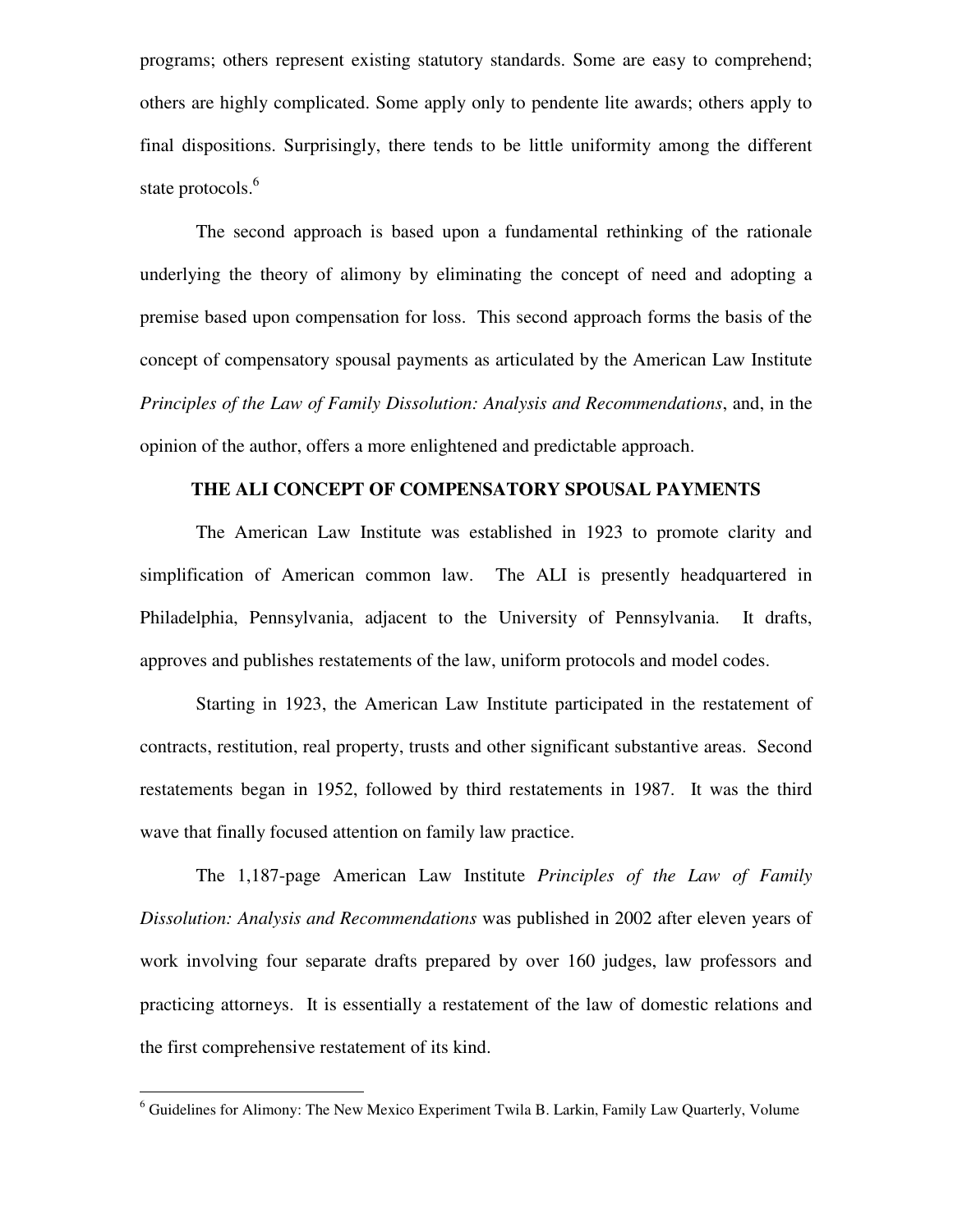programs; others represent existing statutory standards. Some are easy to comprehend; others are highly complicated. Some apply only to pendente lite awards; others apply to final dispositions. Surprisingly, there tends to be little uniformity among the different state protocols.[6]

The second approach is based upon a fundamental rethinking of the rationale underlying the theory of alimony by eliminating the concept of need and adopting a premise based upon compensation for loss. This second approach forms the basis of the concept of compensatory spousal payments as articulated by the American Law Institute *Principles of the Law of Family Dissolution: Analysis and Recommendations*, and, in the opinion of the author, offers a more enlightened and predictable approach.

## THE ALI CONCEPT OF COMPENSATORY SPOUSAL PAYMENTS

The American Law Institute was established in 1923 to promote clarity and simplification of American common law. The ALI is presently headquartered in Philadelphia, Pennsylvania, adjacent to the University of Pennsylvania. It drafts, approves and publishes restatements of the law, uniform protocols and model codes.

Starting in 1923, the American Law Institute participated in the restatement of contracts, restitution, real property, trusts and other significant substantive areas. Second restatements began in 1952, followed by third restatements in 1987. It was the third wave that finally focused attention on family law practice.

The 1,187-page American Law Institute *Principles of the Law of Family Dissolution: Analysis and Recommendations* was published in 2002 after eleven years of work involving four separate drafts prepared by over 160 judges, law professors and practicing attorneys. It is essentially a restatement of the law of domestic relations and the first comprehensive restatement of its kind.

---

[6] Guidelines for Alimony: The New Mexico Experiment Twila B. Larkin, Family Law Quarterly, Volume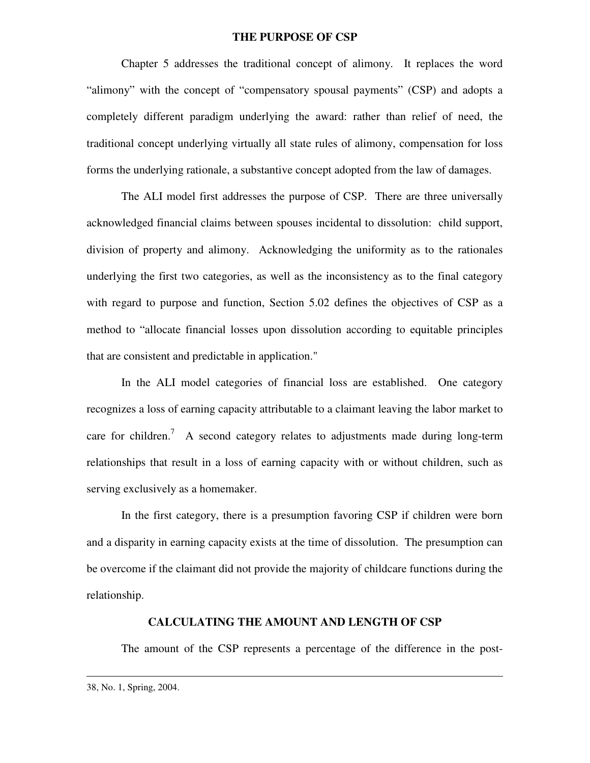## THE PURPOSE OF CSP

Chapter 5 addresses the traditional concept of alimony. It replaces the word "alimony" with the concept of "compensatory spousal payments" (CSP) and adopts a completely different paradigm underlying the award: rather than relief of need, the traditional concept underlying virtually all state rules of alimony, compensation for loss forms the underlying rationale, a substantive concept adopted from the law of damages.

The ALI model first addresses the purpose of CSP. There are three universally acknowledged financial claims between spouses incidental to dissolution: child support, division of property and alimony. Acknowledging the uniformity as to the rationales underlying the first two categories, as well as the inconsistency as to the final category with regard to purpose and function, Section 5.02 defines the objectives of CSP as a method to "allocate financial losses upon dissolution according to equitable principles that are consistent and predictable in application."

In the ALI model categories of financial loss are established. One category recognizes a loss of earning capacity attributable to a claimant leaving the labor market to care for children.[7] A second category relates to adjustments made during long-term relationships that result in a loss of earning capacity with or without children, such as serving exclusively as a homemaker.

In the first category, there is a presumption favoring CSP if children were born and a disparity in earning capacity exists at the time of dissolution. The presumption can be overcome if the claimant did not provide the majority of childcare functions during the relationship.

## CALCULATING THE AMOUNT AND LENGTH OF CSP

The amount of the CSP represents a percentage of the difference in the post-

---

38, No. 1, Spring, 2004.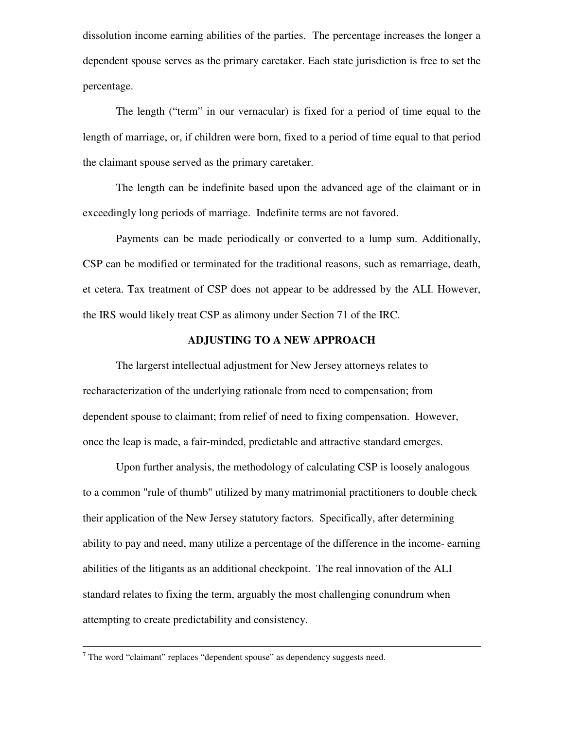dissolution income earning abilities of the parties. The percentage increases the longer a dependent spouse serves as the primary caretaker. Each state jurisdiction is free to set the percentage.

The length ("term" in our vernacular) is fixed for a period of time equal to the length of marriage, or, if children were born, fixed to a period of time equal to that period the claimant spouse served as the primary caretaker.

The length can be indefinite based upon the advanced age of the claimant or in exceedingly long periods of marriage. Indefinite terms are not favored.

Payments can be made periodically or converted to a lump sum. Additionally, CSP can be modified or terminated for the traditional reasons, such as remarriage, death, et cetera. Tax treatment of CSP does not appear to be addressed by the ALI. However, the IRS would likely treat CSP as alimony under Section 71 of the IRC.

## ADJUSTING TO A NEW APPROACH

The largerst intellectual adjustment for New Jersey attorneys relates to recharacterization of the underlying rationale from need to compensation; from dependent spouse to claimant; from relief of need to fixing compensation. However, once the leap is made, a fair-minded, predictable and attractive standard emerges.

Upon further analysis, the methodology of calculating CSP is loosely analogous to a common "rule of thumb" utilized by many matrimonial practitioners to double check their application of the New Jersey statutory factors. Specifically, after determining ability to pay and need, many utilize a percentage of the difference in the income- earning abilities of the litigants as an additional checkpoint. The real innovation of the ALI standard relates to fixing the term, arguably the most challenging conundrum when attempting to create predictability and consistency.

---

[7] The word "claimant" replaces "dependent spouse" as dependency suggests need.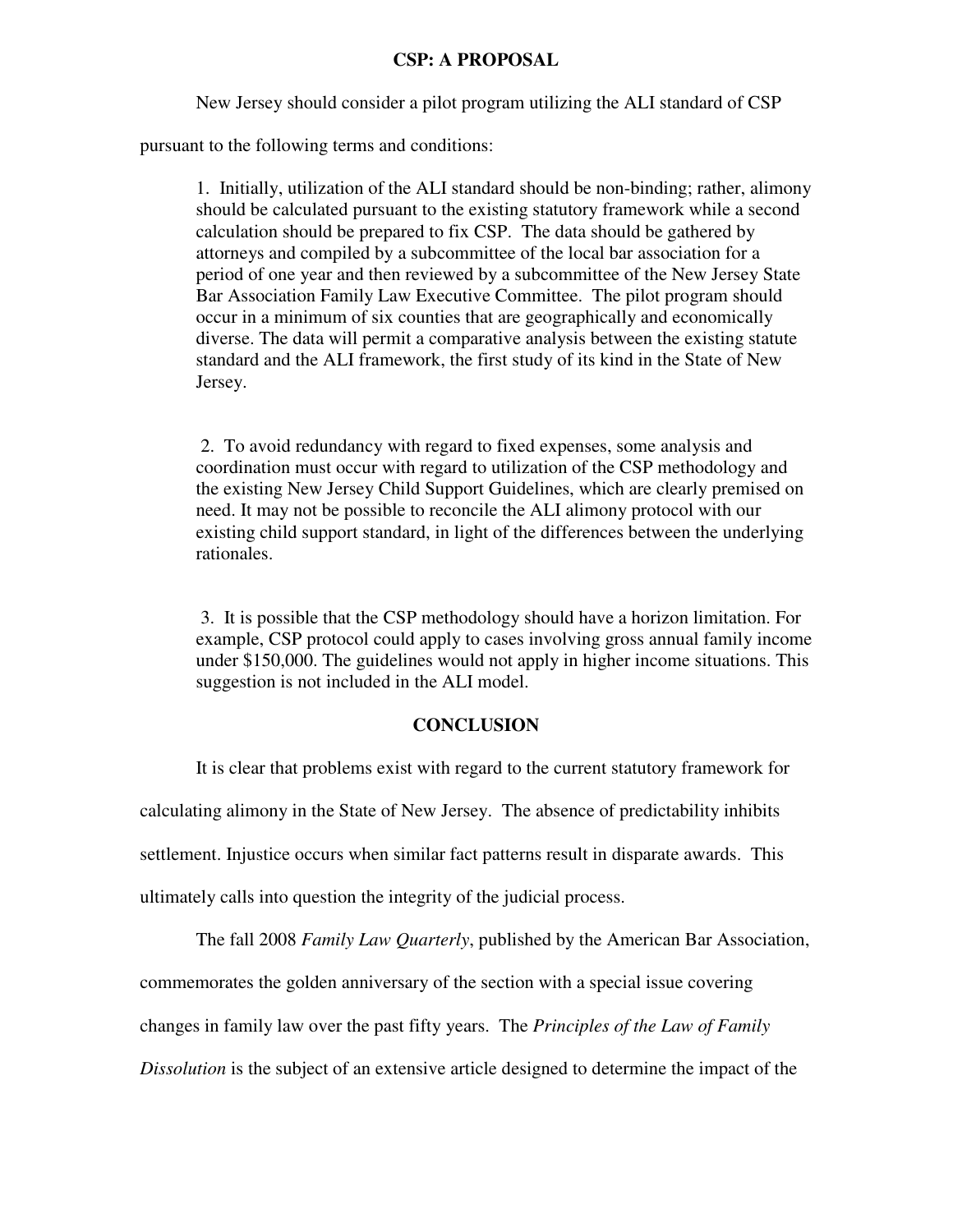## CSP: A PROPOSAL

New Jersey should consider a pilot program utilizing the ALI standard of CSP pursuant to the following terms and conditions:

> 1. Initially, utilization of the ALI standard should be non-binding; rather, alimony should be calculated pursuant to the existing statutory framework while a second calculation should be prepared to fix CSP. The data should be gathered by attorneys and compiled by a subcommittee of the local bar association for a period of one year and then reviewed by a subcommittee of the New Jersey State Bar Association Family Law Executive Committee. The pilot program should occur in a minimum of six counties that are geographically and economically diverse. The data will permit a comparative analysis between the existing statute standard and the ALI framework, the first study of its kind in the State of New Jersey.
>
> 2. To avoid redundancy with regard to fixed expenses, some analysis and coordination must occur with regard to utilization of the CSP methodology and the existing New Jersey Child Support Guidelines, which are clearly premised on need. It may not be possible to reconcile the ALI alimony protocol with our existing child support standard, in light of the differences between the underlying rationales.
>
> 3. It is possible that the CSP methodology should have a horizon limitation. For example, CSP protocol could apply to cases involving gross annual family income under $150,000. The guidelines would not apply in higher income situations. This suggestion is not included in the ALI model.

## CONCLUSION

It is clear that problems exist with regard to the current statutory framework for calculating alimony in the State of New Jersey. The absence of predictability inhibits settlement. Injustice occurs when similar fact patterns result in disparate awards. This ultimately calls into question the integrity of the judicial process.

The fall 2008 *Family Law Quarterly*, published by the American Bar Association, commemorates the golden anniversary of the section with a special issue covering changes in family law over the past fifty years. The *Principles of the Law of Family Dissolution* is the subject of an extensive article designed to determine the impact of the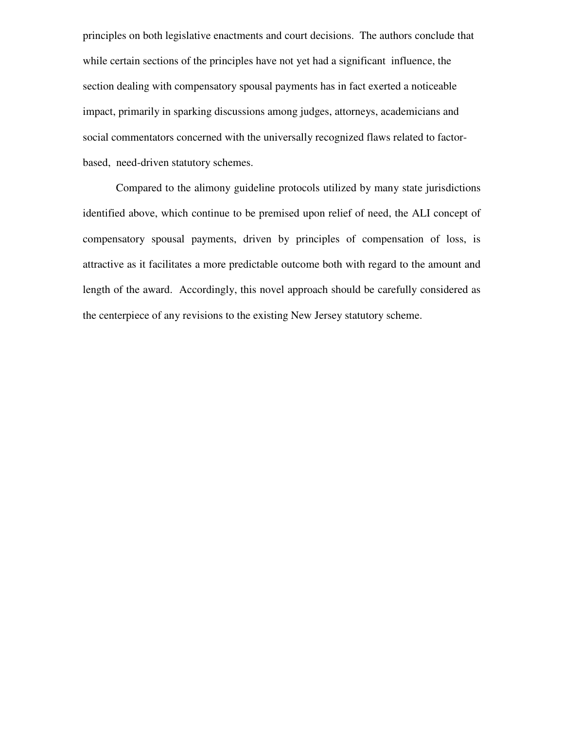principles on both legislative enactments and court decisions. The authors conclude that while certain sections of the principles have not yet had a significant influence, the section dealing with compensatory spousal payments has in fact exerted a noticeable impact, primarily in sparking discussions among judges, attorneys, academicians and social commentators concerned with the universally recognized flaws related to factor-based, need-driven statutory schemes.

Compared to the alimony guideline protocols utilized by many state jurisdictions identified above, which continue to be premised upon relief of need, the ALI concept of compensatory spousal payments, driven by principles of compensation of loss, is attractive as it facilitates a more predictable outcome both with regard to the amount and length of the award. Accordingly, this novel approach should be carefully considered as the centerpiece of any revisions to the existing New Jersey statutory scheme.